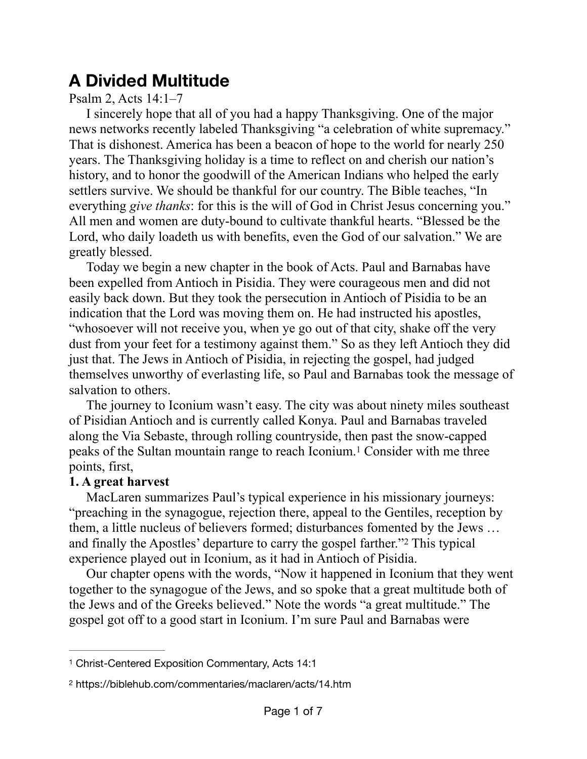# A Divided Multitude

Psalm 2, Acts 14:1–7

I sincerely hope that all of you had a happy Thanksgiving. One of the major news networks recently labeled Thanksgiving "a celebration of white supremacy." That is dishonest. America has been a beacon of hope to the world for nearly 250 years. The Thanksgiving holiday is a time to reflect on and cherish our nation's history, and to honor the goodwill of the American Indians who helped the early settlers survive. We should be thankful for our country. The Bible teaches, "In everything *give thanks*: for this is the will of God in Christ Jesus concerning you." All men and women are duty-bound to cultivate thankful hearts. "Blessed be the Lord, who daily loadeth us with benefits, even the God of our salvation." We are greatly blessed.

Today we begin a new chapter in the book of Acts. Paul and Barnabas have been expelled from Antioch in Pisidia. They were courageous men and did not easily back down. But they took the persecution in Antioch of Pisidia to be an indication that the Lord was moving them on. He had instructed his apostles, "whosoever will not receive you, when ye go out of that city, shake off the very dust from your feet for a testimony against them." So as they left Antioch they did just that. The Jews in Antioch of Pisidia, in rejecting the gospel, had judged themselves unworthy of everlasting life, so Paul and Barnabas took the message of salvation to others.

The journey to Iconium wasn't easy. The city was about ninety miles southeast of Pisidian Antioch and is currently called Konya. Paul and Barnabas traveled along the Via Sebaste, through rolling countryside, then past the snow-capped peaks of the Sultan mountain range to reach Iconium.[1] Consider with me three points, first,

**1. A great harvest**

MacLaren summarizes Paul's typical experience in his missionary journeys: "preaching in the synagogue, rejection there, appeal to the Gentiles, reception by them, a little nucleus of believers formed; disturbances fomented by the Jews … and finally the Apostles' departure to carry the gospel farther."[2] This typical experience played out in Iconium, as it had in Antioch of Pisidia.

Our chapter opens with the words, "Now it happened in Iconium that they went together to the synagogue of the Jews, and so spoke that a great multitude both of the Jews and of the Greeks believed." Note the words "a great multitude." The gospel got off to a good start in Iconium. I'm sure Paul and Barnabas were

---

[1] Christ-Centered Exposition Commentary, Acts 14:1

[2] https://biblehub.com/commentaries/maclaren/acts/14.htm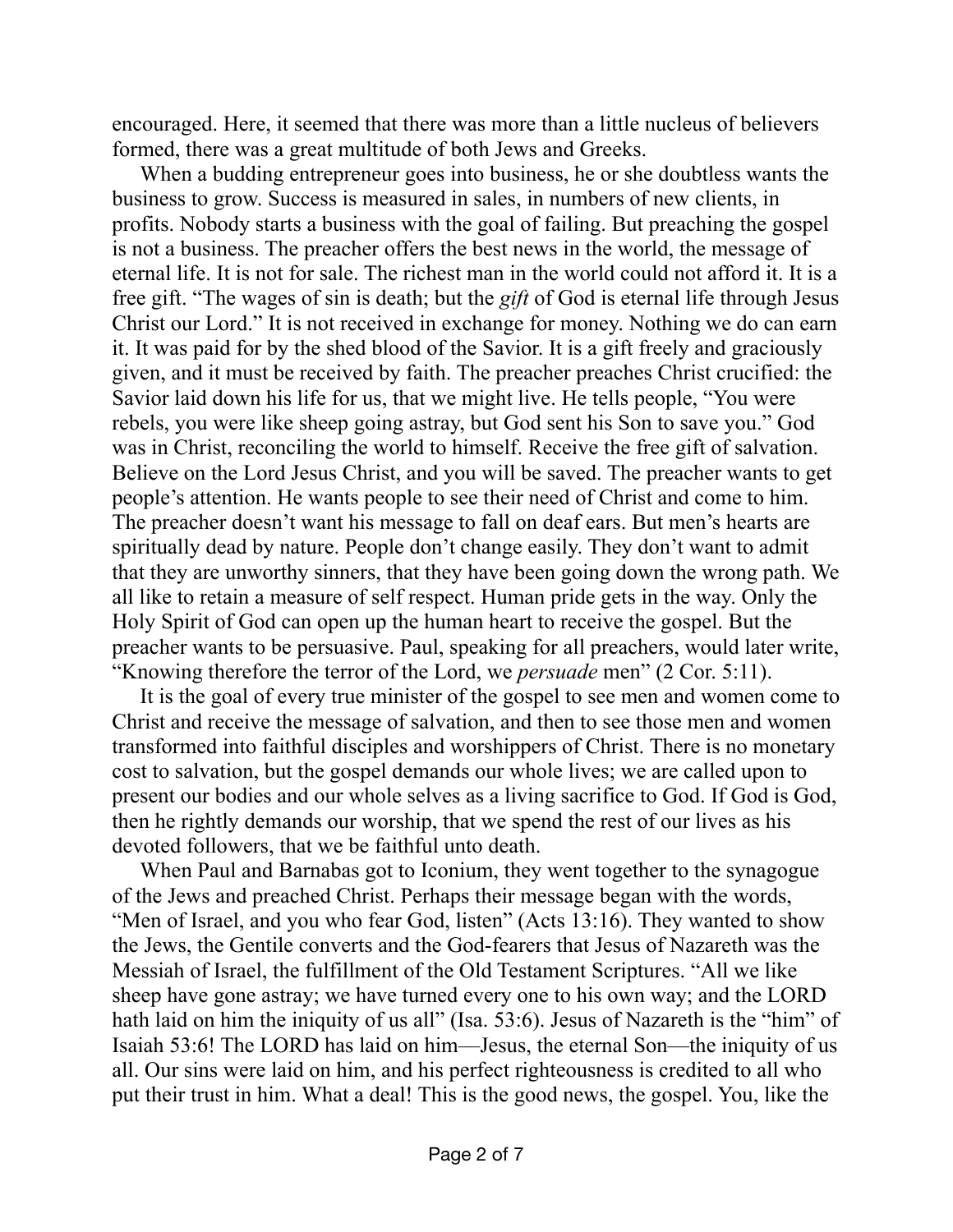encouraged. Here, it seemed that there was more than a little nucleus of believers formed, there was a great multitude of both Jews and Greeks.

When a budding entrepreneur goes into business, he or she doubtless wants the business to grow. Success is measured in sales, in numbers of new clients, in profits. Nobody starts a business with the goal of failing. But preaching the gospel is not a business. The preacher offers the best news in the world, the message of eternal life. It is not for sale. The richest man in the world could not afford it. It is a free gift. "The wages of sin is death; but the *gift* of God is eternal life through Jesus Christ our Lord." It is not received in exchange for money. Nothing we do can earn it. It was paid for by the shed blood of the Savior. It is a gift freely and graciously given, and it must be received by faith. The preacher preaches Christ crucified: the Savior laid down his life for us, that we might live. He tells people, "You were rebels, you were like sheep going astray, but God sent his Son to save you." God was in Christ, reconciling the world to himself. Receive the free gift of salvation. Believe on the Lord Jesus Christ, and you will be saved. The preacher wants to get people's attention. He wants people to see their need of Christ and come to him. The preacher doesn't want his message to fall on deaf ears. But men's hearts are spiritually dead by nature. People don't change easily. They don't want to admit that they are unworthy sinners, that they have been going down the wrong path. We all like to retain a measure of self respect. Human pride gets in the way. Only the Holy Spirit of God can open up the human heart to receive the gospel. But the preacher wants to be persuasive. Paul, speaking for all preachers, would later write, "Knowing therefore the terror of the Lord, we *persuade* men" (2 Cor. 5:11).

It is the goal of every true minister of the gospel to see men and women come to Christ and receive the message of salvation, and then to see those men and women transformed into faithful disciples and worshippers of Christ. There is no monetary cost to salvation, but the gospel demands our whole lives; we are called upon to present our bodies and our whole selves as a living sacrifice to God. If God is God, then he rightly demands our worship, that we spend the rest of our lives as his devoted followers, that we be faithful unto death.

When Paul and Barnabas got to Iconium, they went together to the synagogue of the Jews and preached Christ. Perhaps their message began with the words, "Men of Israel, and you who fear God, listen" (Acts 13:16). They wanted to show the Jews, the Gentile converts and the God-fearers that Jesus of Nazareth was the Messiah of Israel, the fulfillment of the Old Testament Scriptures. "All we like sheep have gone astray; we have turned every one to his own way; and the LORD hath laid on him the iniquity of us all" (Isa. 53:6). Jesus of Nazareth is the "him" of Isaiah 53:6! The LORD has laid on him—Jesus, the eternal Son—the iniquity of us all. Our sins were laid on him, and his perfect righteousness is credited to all who put their trust in him. What a deal! This is the good news, the gospel. You, like the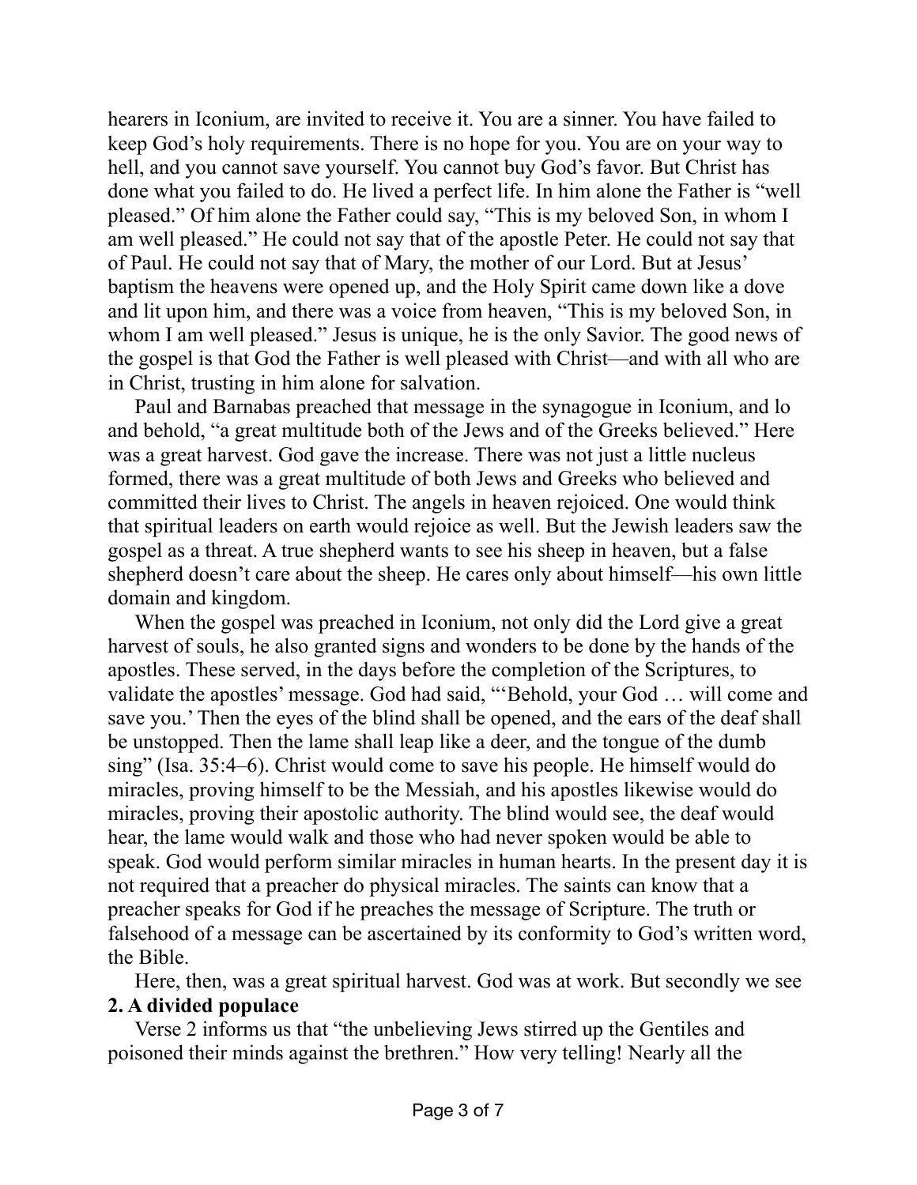hearers in Iconium, are invited to receive it. You are a sinner. You have failed to keep God's holy requirements. There is no hope for you. You are on your way to hell, and you cannot save yourself. You cannot buy God's favor. But Christ has done what you failed to do. He lived a perfect life. In him alone the Father is "well pleased." Of him alone the Father could say, "This is my beloved Son, in whom I am well pleased." He could not say that of the apostle Peter. He could not say that of Paul. He could not say that of Mary, the mother of our Lord. But at Jesus' baptism the heavens were opened up, and the Holy Spirit came down like a dove and lit upon him, and there was a voice from heaven, "This is my beloved Son, in whom I am well pleased." Jesus is unique, he is the only Savior. The good news of the gospel is that God the Father is well pleased with Christ—and with all who are in Christ, trusting in him alone for salvation.

Paul and Barnabas preached that message in the synagogue in Iconium, and lo and behold, "a great multitude both of the Jews and of the Greeks believed." Here was a great harvest. God gave the increase. There was not just a little nucleus formed, there was a great multitude of both Jews and Greeks who believed and committed their lives to Christ. The angels in heaven rejoiced. One would think that spiritual leaders on earth would rejoice as well. But the Jewish leaders saw the gospel as a threat. A true shepherd wants to see his sheep in heaven, but a false shepherd doesn't care about the sheep. He cares only about himself—his own little domain and kingdom.

When the gospel was preached in Iconium, not only did the Lord give a great harvest of souls, he also granted signs and wonders to be done by the hands of the apostles. These served, in the days before the completion of the Scriptures, to validate the apostles' message. God had said, "'Behold, your God … will come and save you.' Then the eyes of the blind shall be opened, and the ears of the deaf shall be unstopped. Then the lame shall leap like a deer, and the tongue of the dumb sing" (Isa. 35:4–6). Christ would come to save his people. He himself would do miracles, proving himself to be the Messiah, and his apostles likewise would do miracles, proving their apostolic authority. The blind would see, the deaf would hear, the lame would walk and those who had never spoken would be able to speak. God would perform similar miracles in human hearts. In the present day it is not required that a preacher do physical miracles. The saints can know that a preacher speaks for God if he preaches the message of Scripture. The truth or falsehood of a message can be ascertained by its conformity to God's written word, the Bible.

Here, then, was a great spiritual harvest. God was at work. But secondly we see

**2. A divided populace**

Verse 2 informs us that "the unbelieving Jews stirred up the Gentiles and poisoned their minds against the brethren." How very telling! Nearly all the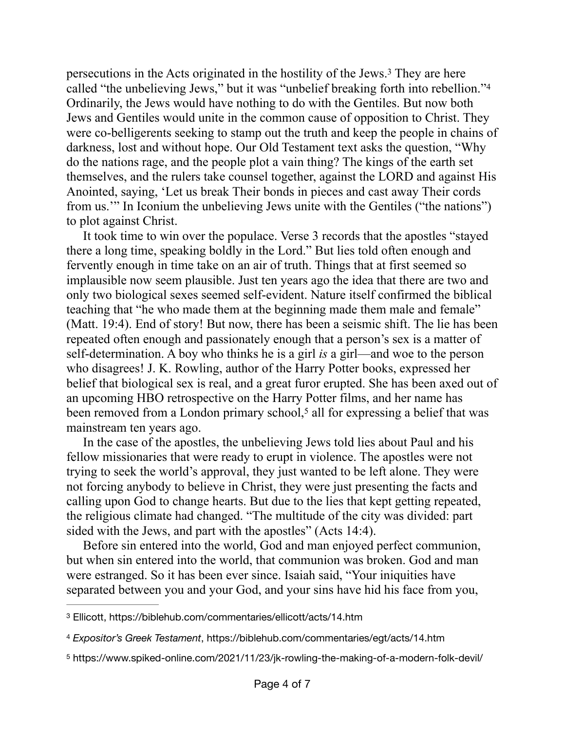persecutions in the Acts originated in the hostility of the Jews.[3] They are here called "the unbelieving Jews," but it was "unbelief breaking forth into rebellion."[4] Ordinarily, the Jews would have nothing to do with the Gentiles. But now both Jews and Gentiles would unite in the common cause of opposition to Christ. They were co-belligerents seeking to stamp out the truth and keep the people in chains of darkness, lost and without hope. Our Old Testament text asks the question, "Why do the nations rage, and the people plot a vain thing? The kings of the earth set themselves, and the rulers take counsel together, against the LORD and against His Anointed, saying, 'Let us break Their bonds in pieces and cast away Their cords from us.'" In Iconium the unbelieving Jews unite with the Gentiles ("the nations") to plot against Christ.

It took time to win over the populace. Verse 3 records that the apostles "stayed there a long time, speaking boldly in the Lord." But lies told often enough and fervently enough in time take on an air of truth. Things that at first seemed so implausible now seem plausible. Just ten years ago the idea that there are two and only two biological sexes seemed self-evident. Nature itself confirmed the biblical teaching that "he who made them at the beginning made them male and female" (Matt. 19:4). End of story! But now, there has been a seismic shift. The lie has been repeated often enough and passionately enough that a person's sex is a matter of self-determination. A boy who thinks he is a girl *is* a girl—and woe to the person who disagrees! J. K. Rowling, author of the Harry Potter books, expressed her belief that biological sex is real, and a great furor erupted. She has been axed out of an upcoming HBO retrospective on the Harry Potter films, and her name has been removed from a London primary school,[5] all for expressing a belief that was mainstream ten years ago.

In the case of the apostles, the unbelieving Jews told lies about Paul and his fellow missionaries that were ready to erupt in violence. The apostles were not trying to seek the world's approval, they just wanted to be left alone. They were not forcing anybody to believe in Christ, they were just presenting the facts and calling upon God to change hearts. But due to the lies that kept getting repeated, the religious climate had changed. "The multitude of the city was divided: part sided with the Jews, and part with the apostles" (Acts 14:4).

Before sin entered into the world, God and man enjoyed perfect communion, but when sin entered into the world, that communion was broken. God and man were estranged. So it has been ever since. Isaiah said, "Your iniquities have separated between you and your God, and your sins have hid his face from you,

---

[3] Ellicott, https://biblehub.com/commentaries/ellicott/acts/14.htm

[4] *Expositor's Greek Testament*, https://biblehub.com/commentaries/egt/acts/14.htm

[5] https://www.spiked-online.com/2021/11/23/jk-rowling-the-making-of-a-modern-folk-devil/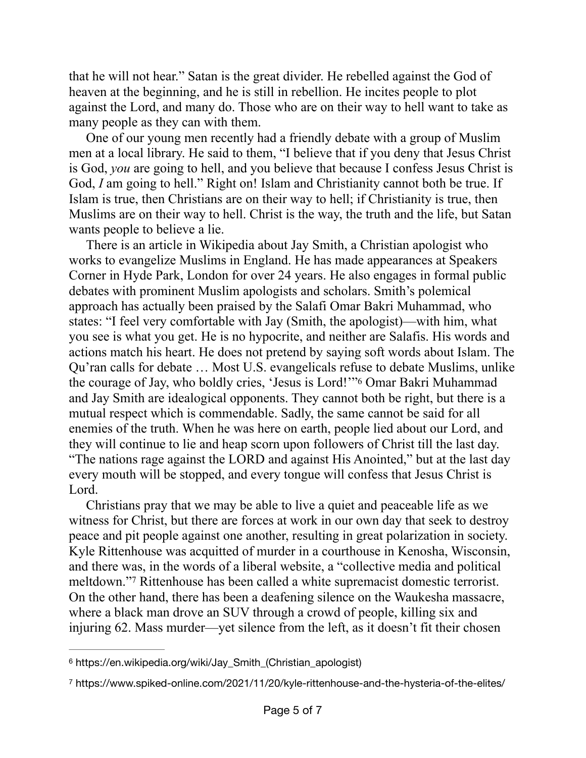that he will not hear." Satan is the great divider. He rebelled against the God of heaven at the beginning, and he is still in rebellion. He incites people to plot against the Lord, and many do. Those who are on their way to hell want to take as many people as they can with them.

One of our young men recently had a friendly debate with a group of Muslim men at a local library. He said to them, "I believe that if you deny that Jesus Christ is God, *you* are going to hell, and you believe that because I confess Jesus Christ is God, *I* am going to hell." Right on! Islam and Christianity cannot both be true. If Islam is true, then Christians are on their way to hell; if Christianity is true, then Muslims are on their way to hell. Christ is the way, the truth and the life, but Satan wants people to believe a lie.

There is an article in Wikipedia about Jay Smith, a Christian apologist who works to evangelize Muslims in England. He has made appearances at Speakers Corner in Hyde Park, London for over 24 years. He also engages in formal public debates with prominent Muslim apologists and scholars. Smith's polemical approach has actually been praised by the Salafi Omar Bakri Muhammad, who states: "I feel very comfortable with Jay (Smith, the apologist)—with him, what you see is what you get. He is no hypocrite, and neither are Salafis. His words and actions match his heart. He does not pretend by saying soft words about Islam. The Qu'ran calls for debate … Most U.S. evangelicals refuse to debate Muslims, unlike the courage of Jay, who boldly cries, 'Jesus is Lord!'"[6] Omar Bakri Muhammad and Jay Smith are idealogical opponents. They cannot both be right, but there is a mutual respect which is commendable. Sadly, the same cannot be said for all enemies of the truth. When he was here on earth, people lied about our Lord, and they will continue to lie and heap scorn upon followers of Christ till the last day. "The nations rage against the LORD and against His Anointed," but at the last day every mouth will be stopped, and every tongue will confess that Jesus Christ is Lord.

Christians pray that we may be able to live a quiet and peaceable life as we witness for Christ, but there are forces at work in our own day that seek to destroy peace and pit people against one another, resulting in great polarization in society. Kyle Rittenhouse was acquitted of murder in a courthouse in Kenosha, Wisconsin, and there was, in the words of a liberal website, a "collective media and political meltdown."[7] Rittenhouse has been called a white supremacist domestic terrorist. On the other hand, there has been a deafening silence on the Waukesha massacre, where a black man drove an SUV through a crowd of people, killing six and injuring 62. Mass murder—yet silence from the left, as it doesn't fit their chosen

---

[6] https://en.wikipedia.org/wiki/Jay_Smith_(Christian_apologist)

[7] https://www.spiked-online.com/2021/11/20/kyle-rittenhouse-and-the-hysteria-of-the-elites/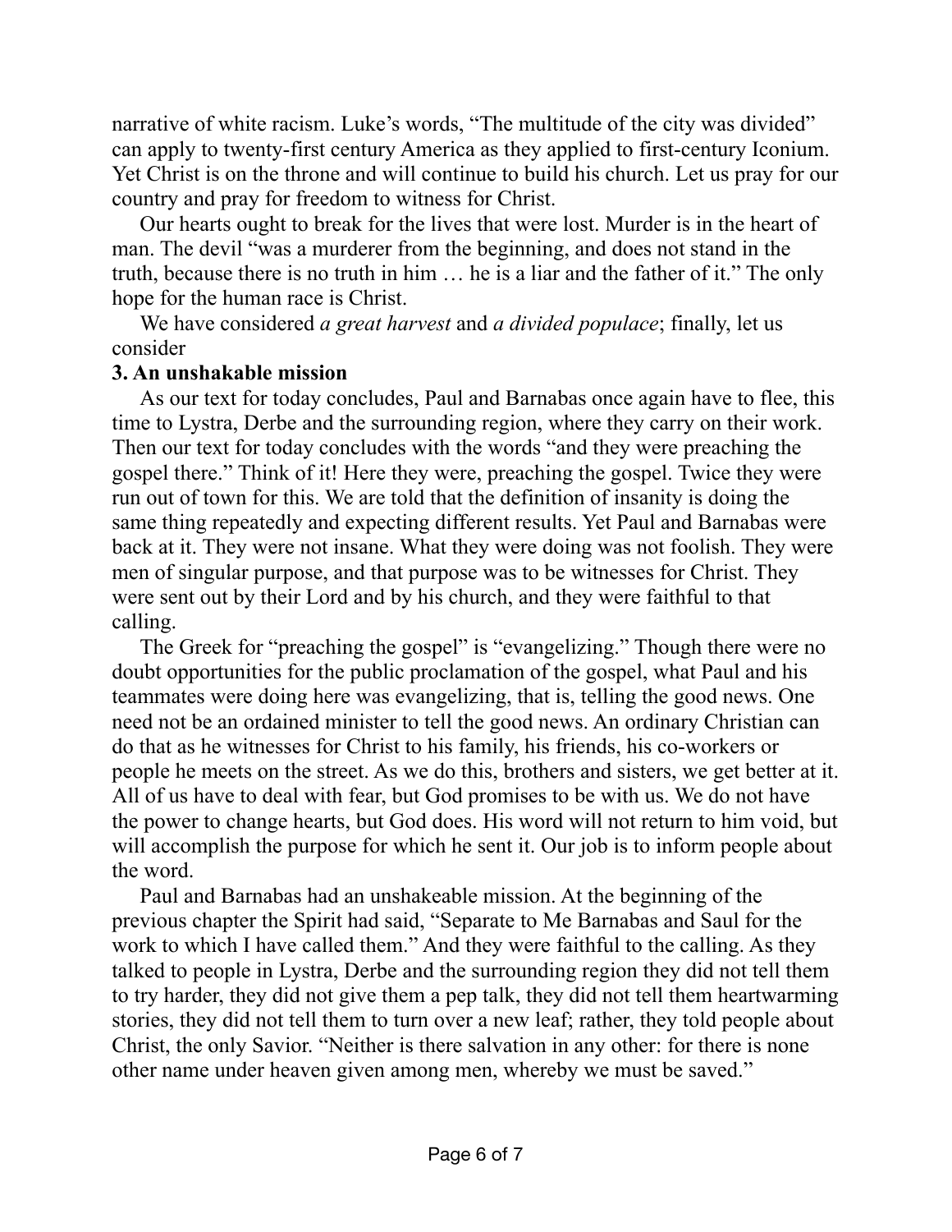narrative of white racism. Luke's words, "The multitude of the city was divided" can apply to twenty-first century America as they applied to first-century Iconium. Yet Christ is on the throne and will continue to build his church. Let us pray for our country and pray for freedom to witness for Christ.

Our hearts ought to break for the lives that were lost. Murder is in the heart of man. The devil "was a murderer from the beginning, and does not stand in the truth, because there is no truth in him … he is a liar and the father of it." The only hope for the human race is Christ.

We have considered *a great harvest* and *a divided populace*; finally, let us consider

**3. An unshakable mission**

As our text for today concludes, Paul and Barnabas once again have to flee, this time to Lystra, Derbe and the surrounding region, where they carry on their work. Then our text for today concludes with the words "and they were preaching the gospel there." Think of it! Here they were, preaching the gospel. Twice they were run out of town for this. We are told that the definition of insanity is doing the same thing repeatedly and expecting different results. Yet Paul and Barnabas were back at it. They were not insane. What they were doing was not foolish. They were men of singular purpose, and that purpose was to be witnesses for Christ. They were sent out by their Lord and by his church, and they were faithful to that calling.

The Greek for "preaching the gospel" is "evangelizing." Though there were no doubt opportunities for the public proclamation of the gospel, what Paul and his teammates were doing here was evangelizing, that is, telling the good news. One need not be an ordained minister to tell the good news. An ordinary Christian can do that as he witnesses for Christ to his family, his friends, his co-workers or people he meets on the street. As we do this, brothers and sisters, we get better at it. All of us have to deal with fear, but God promises to be with us. We do not have the power to change hearts, but God does. His word will not return to him void, but will accomplish the purpose for which he sent it. Our job is to inform people about the word.

Paul and Barnabas had an unshakeable mission. At the beginning of the previous chapter the Spirit had said, "Separate to Me Barnabas and Saul for the work to which I have called them." And they were faithful to the calling. As they talked to people in Lystra, Derbe and the surrounding region they did not tell them to try harder, they did not give them a pep talk, they did not tell them heartwarming stories, they did not tell them to turn over a new leaf; rather, they told people about Christ, the only Savior. "Neither is there salvation in any other: for there is none other name under heaven given among men, whereby we must be saved."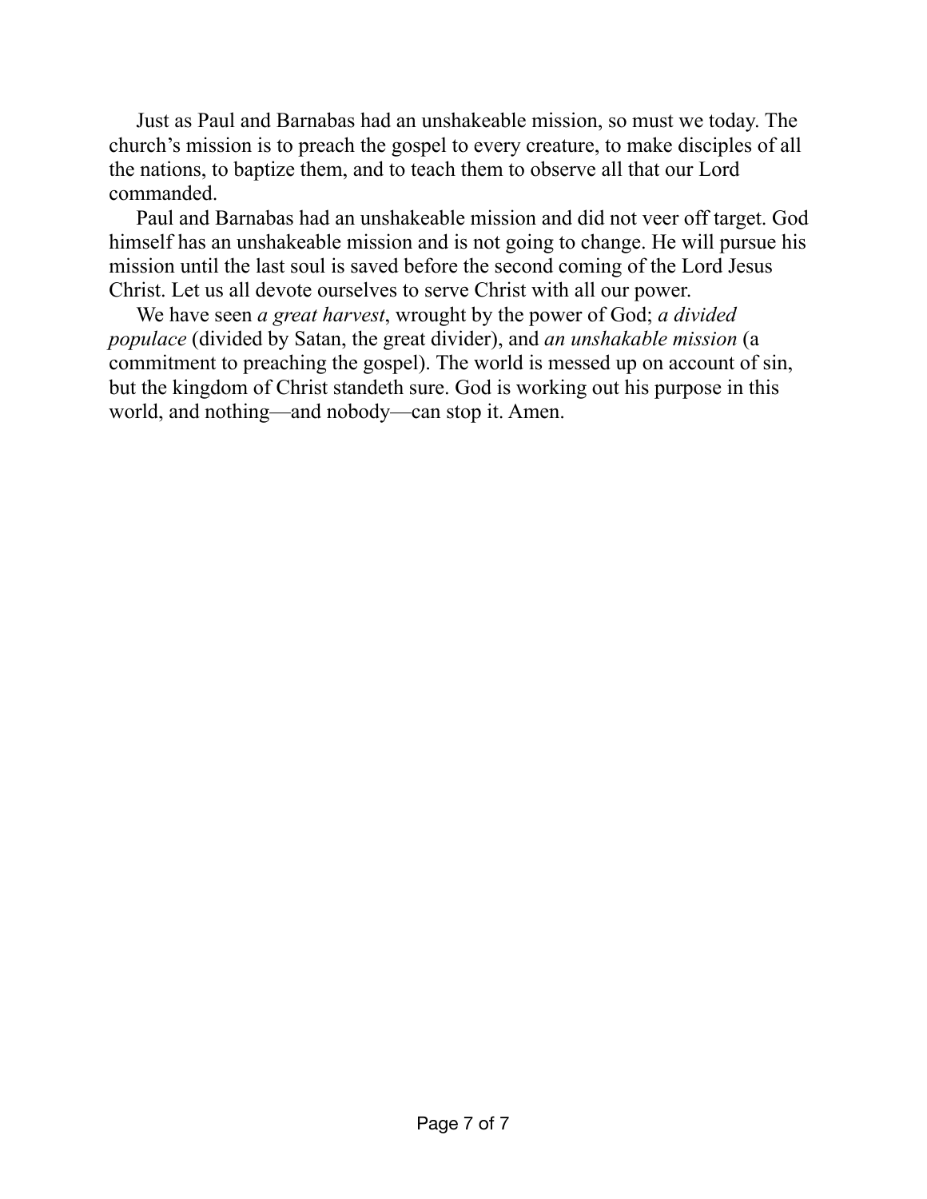Just as Paul and Barnabas had an unshakeable mission, so must we today. The church's mission is to preach the gospel to every creature, to make disciples of all the nations, to baptize them, and to teach them to observe all that our Lord commanded.

Paul and Barnabas had an unshakeable mission and did not veer off target. God himself has an unshakeable mission and is not going to change. He will pursue his mission until the last soul is saved before the second coming of the Lord Jesus Christ. Let us all devote ourselves to serve Christ with all our power.

We have seen *a great harvest*, wrought by the power of God; *a divided populace* (divided by Satan, the great divider), and *an unshakable mission* (a commitment to preaching the gospel). The world is messed up on account of sin, but the kingdom of Christ standeth sure. God is working out his purpose in this world, and nothing—and nobody—can stop it. Amen.